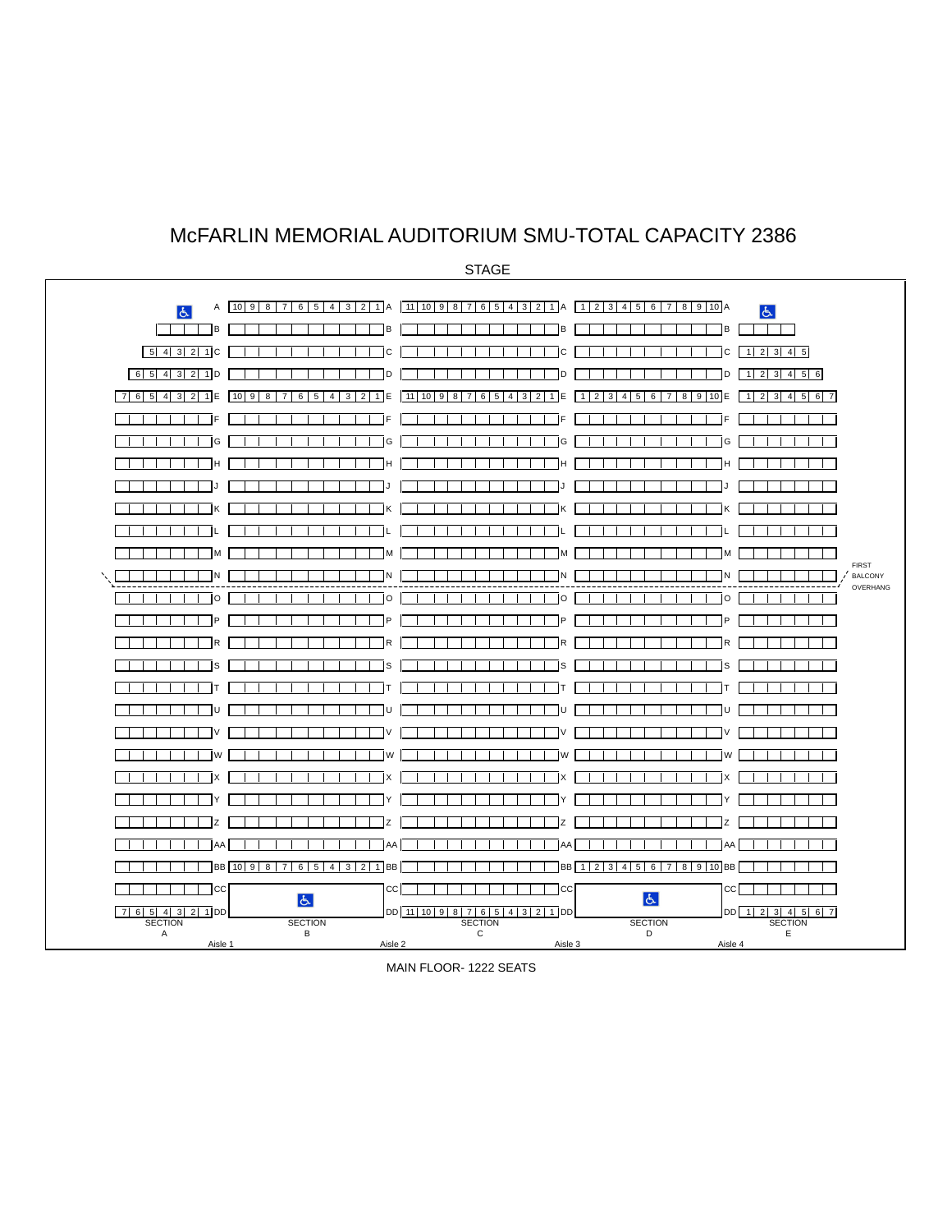# McFARLIN MEMORIAL AUDITORIUM SMU-TOTAL CAPACITY 2386

STAGE

| Section A | | Section B | | Section C | | Section D | | Section E |
|---|---|---|---|---|---|---|---|---|
| ♿ | A | 10 9 8 7 6 5 4 3 2 1 | A | 11 10 9 8 7 6 5 4 3 2 1 | A | 1 2 3 4 5 6 7 8 9 10 | A | ♿ |
| | B | | B | | B | | B | |
| 5 4 3 2 1 | C | | C | | C | | C | 1 2 3 4 5 |
| 6 5 4 3 2 1 | D | | D | | D | | D | 1 2 3 4 5 6 |
| 7 6 5 4 3 2 1 | E | 10 9 8 7 6 5 4 3 2 1 | E | 11 10 9 8 7 6 5 4 3 2 1 | E | 1 2 3 4 5 6 7 8 9 10 | E | 1 2 3 4 5 6 7 |
| | F | | F | | F | | F | |
| | G | | G | | G | | G | |
| | H | | H | | H | | H | |
| | J | | J | | J | | J | |
| | K | | K | | K | | K | |
| | L | | L | | L | | L | |
| | M | | M | | M | | M | |
| | N | | N | | N | | N | |
| | O | | O | | O | | O | |
| | P | | P | | P | | P | |
| | R | | R | | R | | R | |
| | S | | S | | S | | S | |
| | T | | T | | T | | T | |
| | U | | U | | U | | U | |
| | V | | V | | V | | V | |
| | W | | W | | W | | W | |
| | X | | X | | X | | X | |
| | Y | | Y | | Y | | Y | |
| | Z | | Z | | Z | | Z | |
| | AA | | AA | | AA | | AA | |
| | BB | 10 9 8 7 6 5 4 3 2 1 | BB | | BB | 1 2 3 4 5 6 7 8 9 10 | BB | |
| | CC | ♿ | CC | | CC | ♿ | CC | |
| 7 6 5 4 3 2 1 | DD | | DD | 11 10 9 8 7 6 5 4 3 2 1 | DD | | DD | 1 2 3 4 5 6 7 |

FIRST BALCONY OVERHANG (between rows N and O)

SECTION A — Aisle 1 — SECTION B — Aisle 2 — SECTION C — Aisle 3 — SECTION D — Aisle 4 — SECTION E

MAIN FLOOR- 1222 SEATS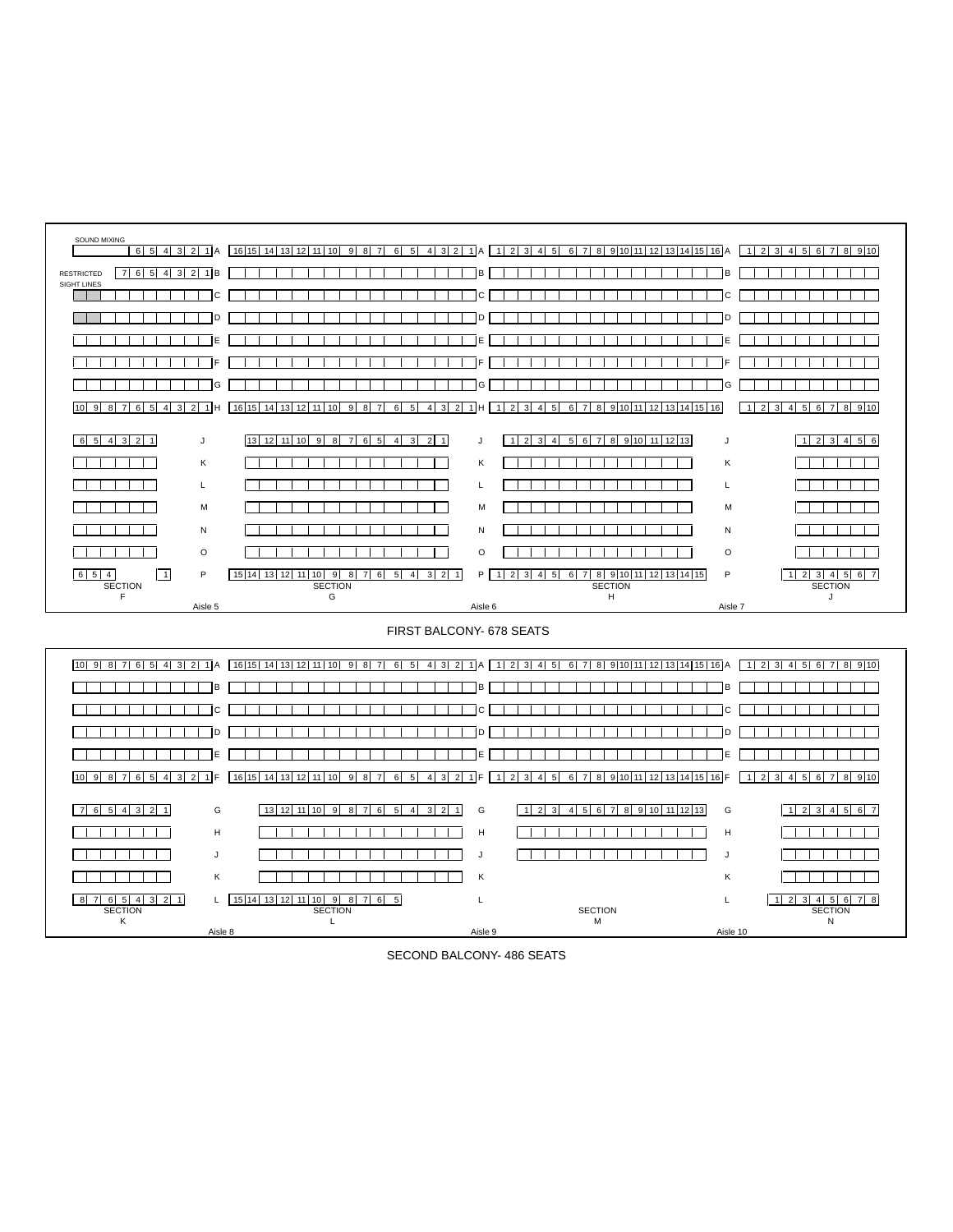SOUND MIXING

RESTRICTED SIGHT LINES

| | | | | | | | |
|---|---|---|---|---|---|---|---|
| A | 6 5 4 3 2 1 | A | 16 15 14 13 12 11 10 9 8 7 6 5 4 3 2 1 | A | 1 2 3 4 5 6 7 8 9 10 11 12 13 14 15 16 | A | 1 2 3 4 5 6 7 8 9 10 |
| B | 7 6 5 4 3 2 1 | B | | B | | B | |
| C | | C | | C | | C | |
| D | | D | | D | | D | |
| E | | E | | E | | E | |
| F | | F | | F | | F | |
| G | | G | | G | | G | |
| H | 10 9 8 7 6 5 4 3 2 1 | H | 16 15 14 13 12 11 10 9 8 7 6 5 4 3 2 1 | H | 1 2 3 4 5 6 7 8 9 10 11 12 13 14 15 16 | | 1 2 3 4 5 6 7 8 9 10 |
| J | 6 5 4 3 2 1 | J | 13 12 11 10 9 8 7 6 5 4 3 2 1 | J | 1 2 3 4 5 6 7 8 9 10 11 12 13 | J | 1 2 3 4 5 6 |
| K | | K | | K | | K | |
| L | | L | | L | | L | |
| M | | M | | M | | M | |
| N | | N | | N | | N | |
| O | | O | | O | | O | |
| P | 6 5 4 1 | P | 15 14 13 12 11 10 9 8 7 6 5 4 3 2 1 | P | 1 2 3 4 5 6 7 8 9 10 11 12 13 14 15 | P | 1 2 3 4 5 6 7 |
| | SECTION F | Aisle 5 | SECTION G | Aisle 6 | SECTION H | Aisle 7 | SECTION J |

FIRST BALCONY- 678 SEATS

| | | | | | | | |
|---|---|---|---|---|---|---|---|
| A | 10 9 8 7 6 5 4 3 2 1 | A | 16 15 14 13 12 11 10 9 8 7 6 5 4 3 2 1 | A | 1 2 3 4 5 6 7 8 9 10 11 12 13 14 15 16 | A | 1 2 3 4 5 6 7 8 9 10 |
| B | | B | | B | | B | |
| C | | C | | C | | C | |
| D | | D | | D | | D | |
| E | | E | | E | | E | |
| F | 10 9 8 7 6 5 4 3 2 1 | F | 16 15 14 13 12 11 10 9 8 7 6 5 4 3 2 1 | F | 1 2 3 4 5 6 7 8 9 10 11 12 13 14 15 16 | F | 1 2 3 4 5 6 7 8 9 10 |
| G | 7 6 5 4 3 2 1 | G | 13 12 11 10 9 8 7 6 5 4 3 2 1 | G | 1 2 3 4 5 6 7 8 9 10 11 12 13 | G | 1 2 3 4 5 6 7 |
| H | | H | | H | | H | |
| J | | J | | J | | J | |
| K | | K | | K | | K | |
| L | 8 7 6 5 4 3 2 1 | L | 15 14 13 12 11 10 9 8 7 6 5 | L | | L | 1 2 3 4 5 6 7 8 |
| | SECTION K | Aisle 8 | SECTION L | Aisle 9 | SECTION M | Aisle 10 | SECTION N |

SECOND BALCONY- 486 SEATS